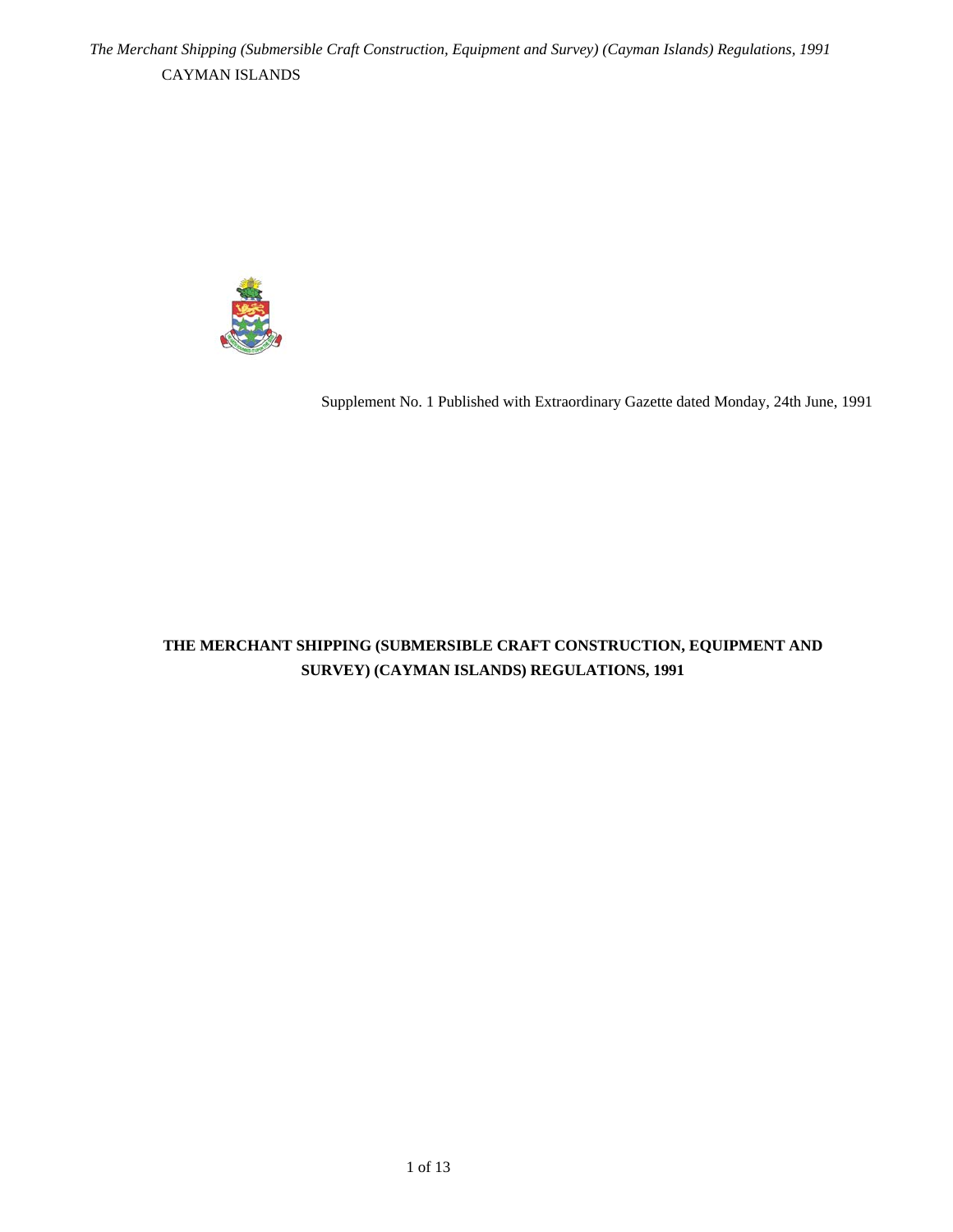CAYMAN ISLANDS

Supplement No. 1 Published with Extraordinary Gazette dated Monday, 24th June, 1991

# THE MERCHANT SHIPPING (SUBMERSIBLE CRAFT CONSTRUCTION, EQUIPMENT AND SURVEY) (CAYMAN ISLANDS) REGULATIONS, 1991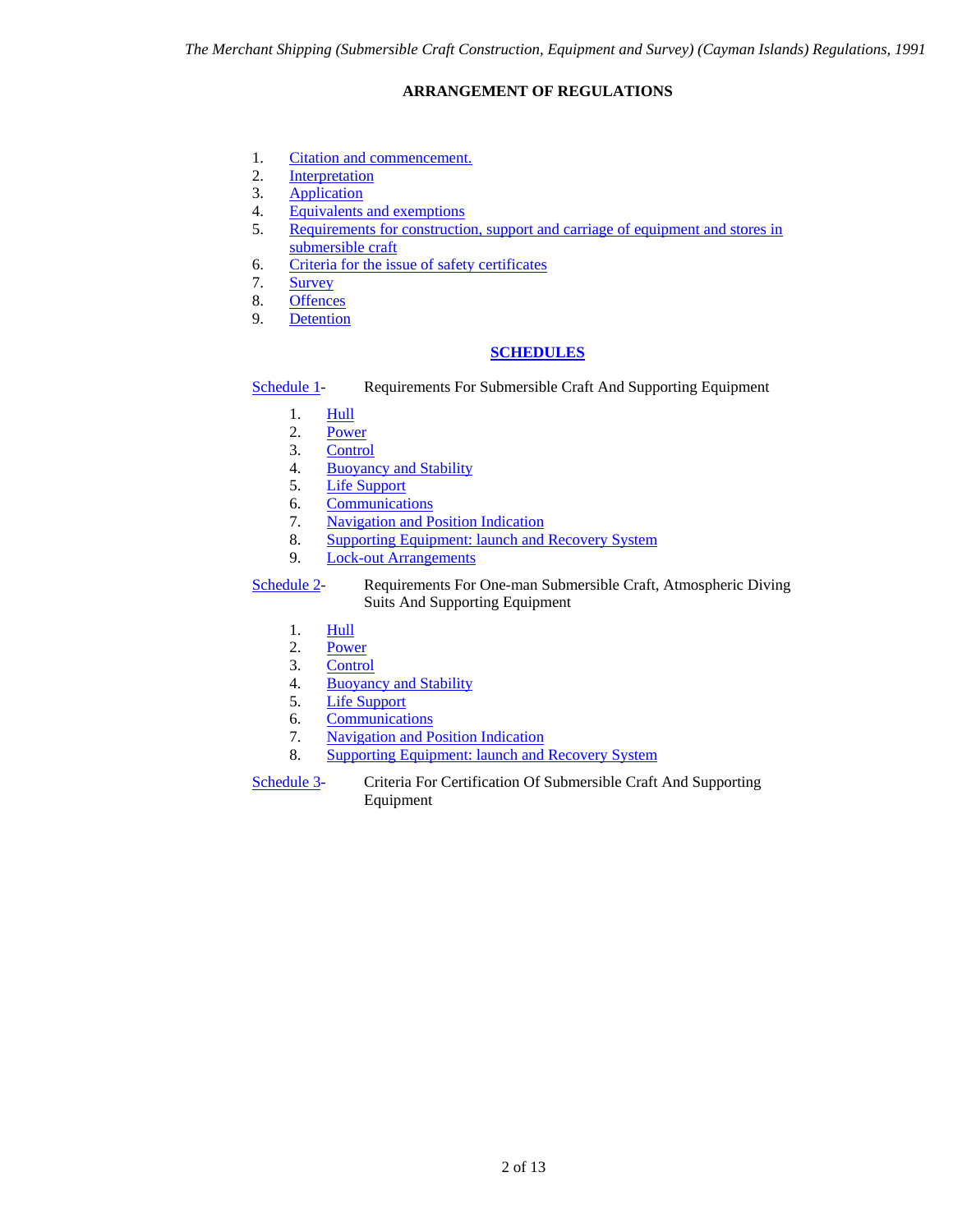## ARRANGEMENT OF REGULATIONS

1. Citation and commencement.
2. Interpretation
3. Application
4. Equivalents and exemptions
5. Requirements for construction, support and carriage of equipment and stores in submersible craft
6. Criteria for the issue of safety certificates
7. Survey
8. Offences
9. Detention

## SCHEDULES

Schedule 1- Requirements For Submersible Craft And Supporting Equipment

1. Hull
2. Power
3. Control
4. Buoyancy and Stability
5. Life Support
6. Communications
7. Navigation and Position Indication
8. Supporting Equipment: launch and Recovery System
9. Lock-out Arrangements

Schedule 2- Requirements For One-man Submersible Craft, Atmospheric Diving Suits And Supporting Equipment

1. Hull
2. Power
3. Control
4. Buoyancy and Stability
5. Life Support
6. Communications
7. Navigation and Position Indication
8. Supporting Equipment: launch and Recovery System

Schedule 3- Criteria For Certification Of Submersible Craft And Supporting Equipment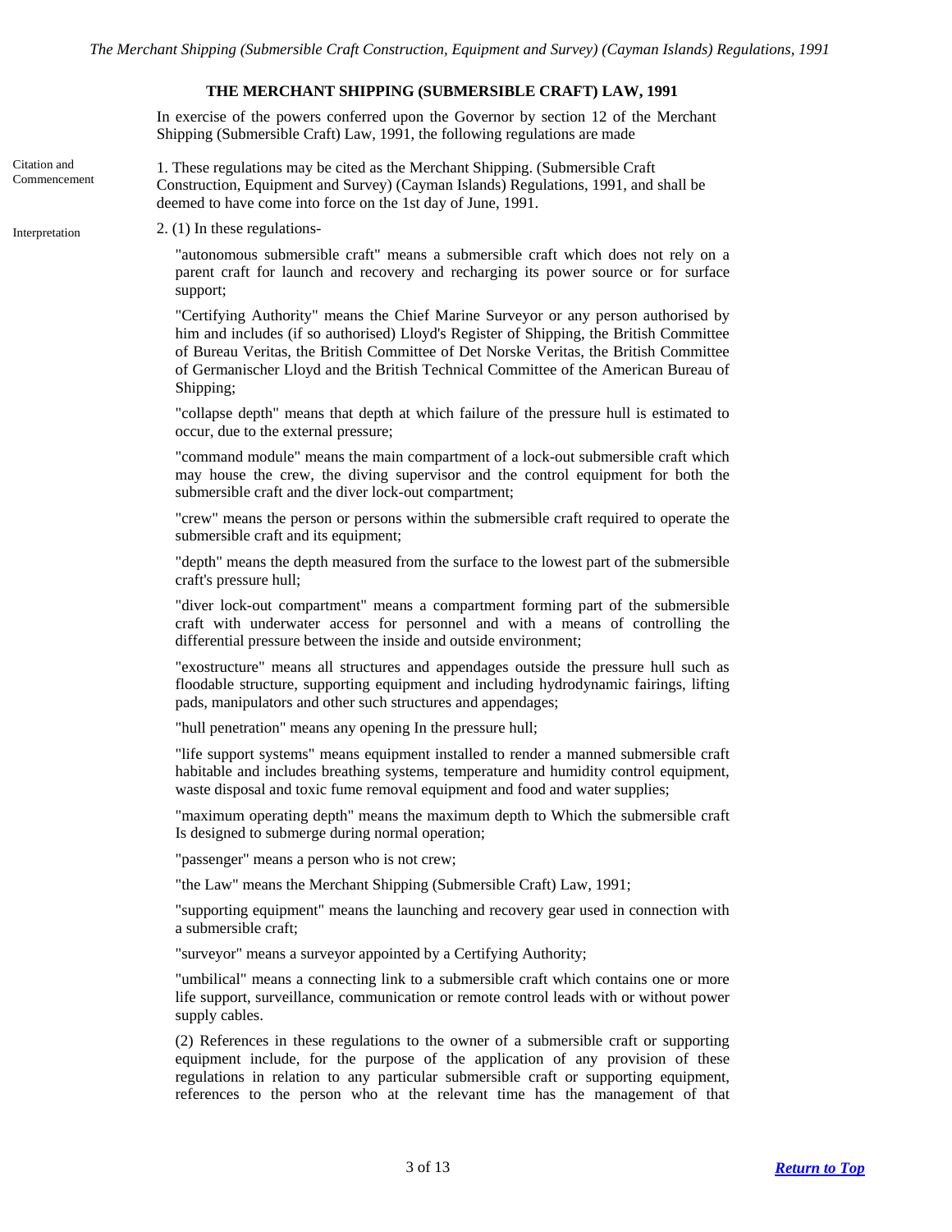## THE MERCHANT SHIPPING (SUBMERSIBLE CRAFT) LAW, 1991

In exercise of the powers conferred upon the Governor by section 12 of the Merchant Shipping (Submersible Craft) Law, 1991, the following regulations are made

Citation and Commencement

1. These regulations may be cited as the Merchant Shipping. (Submersible Craft Construction, Equipment and Survey) (Cayman Islands) Regulations, 1991, and shall be deemed to have come into force on the 1st day of June, 1991.

Interpretation

2. (1) In these regulations-

"autonomous submersible craft" means a submersible craft which does not rely on a parent craft for launch and recovery and recharging its power source or for surface support;

"Certifying Authority" means the Chief Marine Surveyor or any person authorised by him and includes (if so authorised) Lloyd's Register of Shipping, the British Committee of Bureau Veritas, the British Committee of Det Norske Veritas, the British Committee of Germanischer Lloyd and the British Technical Committee of the American Bureau of Shipping;

"collapse depth" means that depth at which failure of the pressure hull is estimated to occur, due to the external pressure;

"command module" means the main compartment of a lock-out submersible craft which may house the crew, the diving supervisor and the control equipment for both the submersible craft and the diver lock-out compartment;

"crew" means the person or persons within the submersible craft required to operate the submersible craft and its equipment;

"depth" means the depth measured from the surface to the lowest part of the submersible craft's pressure hull;

"diver lock-out compartment" means a compartment forming part of the submersible craft with underwater access for personnel and with a means of controlling the differential pressure between the inside and outside environment;

"exostructure" means all structures and appendages outside the pressure hull such as floodable structure, supporting equipment and including hydrodynamic fairings, lifting pads, manipulators and other such structures and appendages;

"hull penetration" means any opening In the pressure hull;

"life support systems" means equipment installed to render a manned submersible craft habitable and includes breathing systems, temperature and humidity control equipment, waste disposal and toxic fume removal equipment and food and water supplies;

"maximum operating depth" means the maximum depth to Which the submersible craft Is designed to submerge during normal operation;

"passenger" means a person who is not crew;

"the Law" means the Merchant Shipping (Submersible Craft) Law, 1991;

"supporting equipment" means the launching and recovery gear used in connection with a submersible craft;

"surveyor" means a surveyor appointed by a Certifying Authority;

"umbilical" means a connecting link to a submersible craft which contains one or more life support, surveillance, communication or remote control leads with or without power supply cables.

(2) References in these regulations to the owner of a submersible craft or supporting equipment include, for the purpose of the application of any provision of these regulations in relation to any particular submersible craft or supporting equipment, references to the person who at the relevant time has the management of that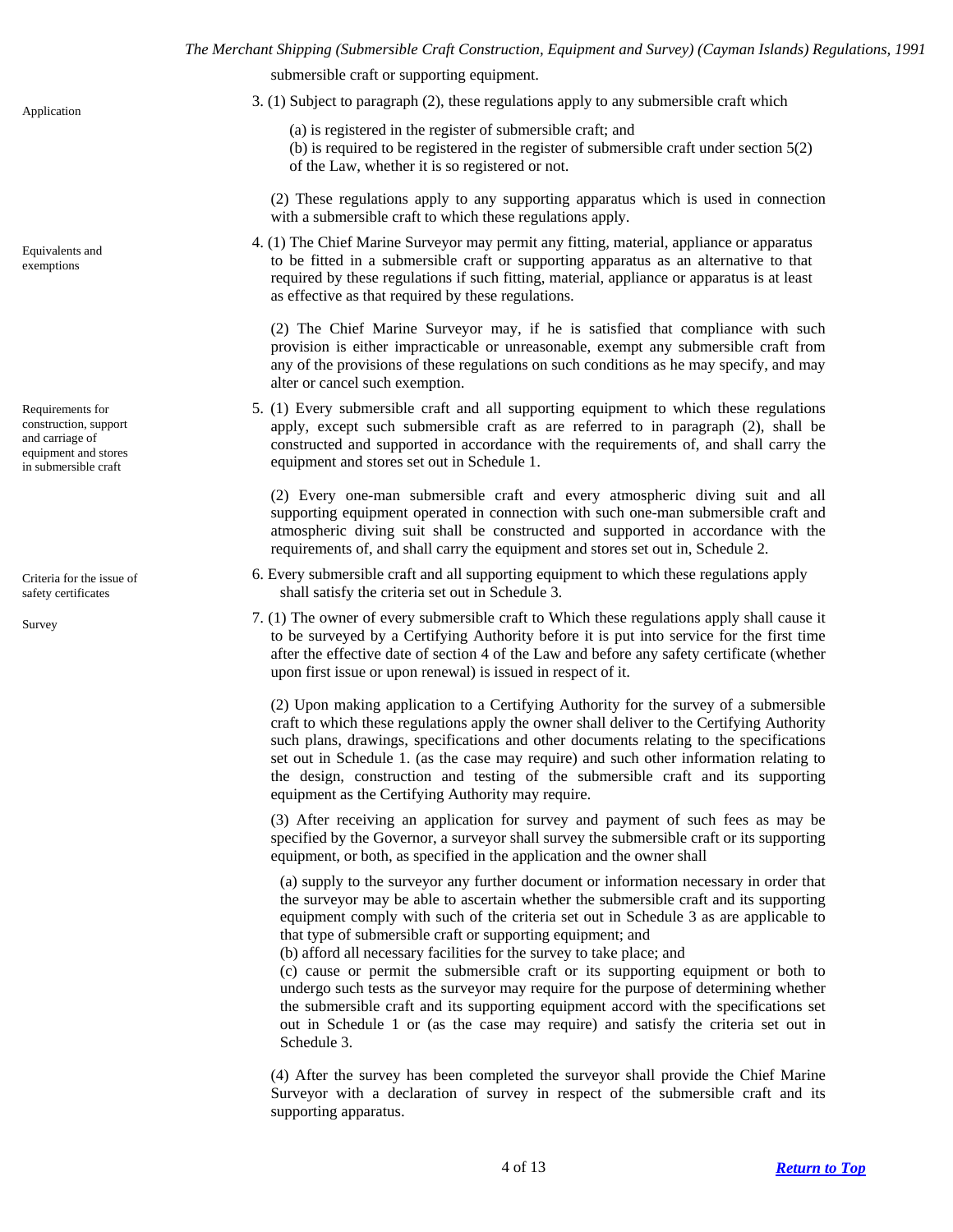submersible craft or supporting equipment.

**Application**

3. (1) Subject to paragraph (2), these regulations apply to any submersible craft which

(a) is registered in the register of submersible craft; and
(b) is required to be registered in the register of submersible craft under section 5(2) of the Law, whether it is so registered or not.

(2) These regulations apply to any supporting apparatus which is used in connection with a submersible craft to which these regulations apply.

**Equivalents and exemptions**

4. (1) The Chief Marine Surveyor may permit any fitting, material, appliance or apparatus to be fitted in a submersible craft or supporting apparatus as an alternative to that required by these regulations if such fitting, material, appliance or apparatus is at least as effective as that required by these regulations.

(2) The Chief Marine Surveyor may, if he is satisfied that compliance with such provision is either impracticable or unreasonable, exempt any submersible craft from any of the provisions of these regulations on such conditions as he may specify, and may alter or cancel such exemption.

**Requirements for construction, support and carriage of equipment and stores in submersible craft**

5. (1) Every submersible craft and all supporting equipment to which these regulations apply, except such submersible craft as are referred to in paragraph (2), shall be constructed and supported in accordance with the requirements of, and shall carry the equipment and stores set out in Schedule 1.

(2) Every one-man submersible craft and every atmospheric diving suit and all supporting equipment operated in connection with such one-man submersible craft and atmospheric diving suit shall be constructed and supported in accordance with the requirements of, and shall carry the equipment and stores set out in, Schedule 2.

**Criteria for the issue of safety certificates**

6. Every submersible craft and all supporting equipment to which these regulations apply shall satisfy the criteria set out in Schedule 3.

**Survey**

7. (1) The owner of every submersible craft to Which these regulations apply shall cause it to be surveyed by a Certifying Authority before it is put into service for the first time after the effective date of section 4 of the Law and before any safety certificate (whether upon first issue or upon renewal) is issued in respect of it.

(2) Upon making application to a Certifying Authority for the survey of a submersible craft to which these regulations apply the owner shall deliver to the Certifying Authority such plans, drawings, specifications and other documents relating to the specifications set out in Schedule 1. (as the case may require) and such other information relating to the design, construction and testing of the submersible craft and its supporting equipment as the Certifying Authority may require.

(3) After receiving an application for survey and payment of such fees as may be specified by the Governor, a surveyor shall survey the submersible craft or its supporting equipment, or both, as specified in the application and the owner shall

(a) supply to the surveyor any further document or information necessary in order that the surveyor may be able to ascertain whether the submersible craft and its supporting equipment comply with such of the criteria set out in Schedule 3 as are applicable to that type of submersible craft or supporting equipment; and
(b) afford all necessary facilities for the survey to take place; and
(c) cause or permit the submersible craft or its supporting equipment or both to undergo such tests as the surveyor may require for the purpose of determining whether the submersible craft and its supporting equipment accord with the specifications set out in Schedule 1 or (as the case may require) and satisfy the criteria set out in Schedule 3.

(4) After the survey has been completed the surveyor shall provide the Chief Marine Surveyor with a declaration of survey in respect of the submersible craft and its supporting apparatus.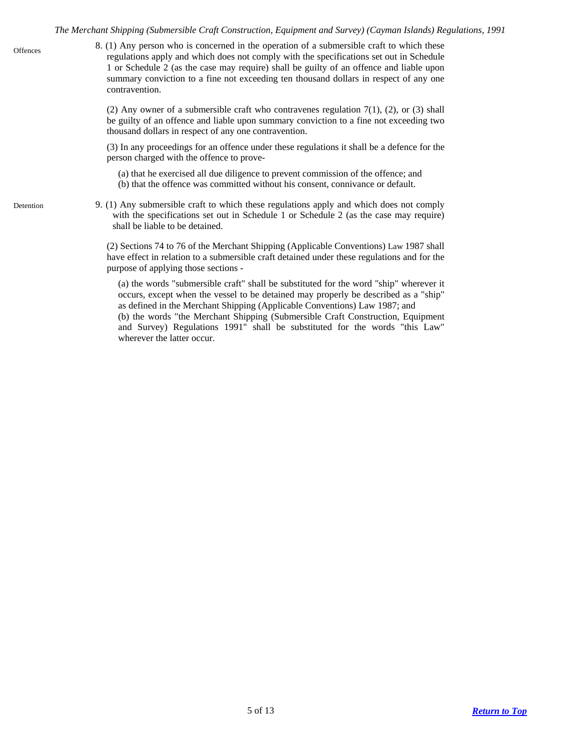**Offences**

8. (1) Any person who is concerned in the operation of a submersible craft to which these regulations apply and which does not comply with the specifications set out in Schedule 1 or Schedule 2 (as the case may require) shall be guilty of an offence and liable upon summary conviction to a fine not exceeding ten thousand dollars in respect of any one contravention.

(2) Any owner of a submersible craft who contravenes regulation 7(1), (2), or (3) shall be guilty of an offence and liable upon summary conviction to a fine not exceeding two thousand dollars in respect of any one contravention.

(3) In any proceedings for an offence under these regulations it shall be a defence for the person charged with the offence to prove-

(a) that he exercised all due diligence to prevent commission of the offence; and
(b) that the offence was committed without his consent, connivance or default.

**Detention**

9. (1) Any submersible craft to which these regulations apply and which does not comply with the specifications set out in Schedule 1 or Schedule 2 (as the case may require) shall be liable to be detained.

(2) Sections 74 to 76 of the Merchant Shipping (Applicable Conventions) Law 1987 shall have effect in relation to a submersible craft detained under these regulations and for the purpose of applying those sections -

(a) the words "submersible craft" shall be substituted for the word "ship" wherever it occurs, except when the vessel to be detained may properly be described as a "ship" as defined in the Merchant Shipping (Applicable Conventions) Law 1987; and
(b) the words "the Merchant Shipping (Submersible Craft Construction, Equipment and Survey) Regulations 1991" shall be substituted for the words "this Law" wherever the latter occur.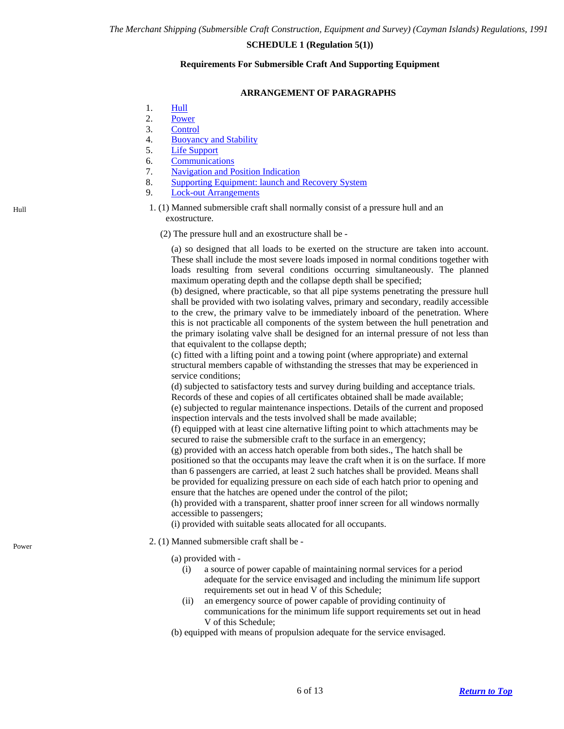*The Merchant Shipping (Submersible Craft Construction, Equipment and Survey) (Cayman Islands) Regulations, 1991*

**SCHEDULE 1 (Regulation 5(1))**

**Requirements For Submersible Craft And Supporting Equipment**

**ARRANGEMENT OF PARAGRAPHS**

1. Hull
2. Power
3. Control
4. Buoyancy and Stability
5. Life Support
6. Communications
7. Navigation and Position Indication
8. Supporting Equipment: launch and Recovery System
9. Lock-out Arrangements

Hull

1. (1) Manned submersible craft shall normally consist of a pressure hull and an exostructure.

(2) The pressure hull and an exostructure shall be -

(a) so designed that all loads to be exerted on the structure are taken into account. These shall include the most severe loads imposed in normal conditions together with loads resulting from several conditions occurring simultaneously. The planned maximum operating depth and the collapse depth shall be specified;
(b) designed, where practicable, so that all pipe systems penetrating the pressure hull shall be provided with two isolating valves, primary and secondary, readily accessible to the crew, the primary valve to be immediately inboard of the penetration. Where this is not practicable all components of the system between the hull penetration and the primary isolating valve shall be designed for an internal pressure of not less than that equivalent to the collapse depth;
(c) fitted with a lifting point and a towing point (where appropriate) and external structural members capable of withstanding the stresses that may be experienced in service conditions;
(d) subjected to satisfactory tests and survey during building and acceptance trials. Records of these and copies of all certificates obtained shall be made available;
(e) subjected to regular maintenance inspections. Details of the current and proposed inspection intervals and the tests involved shall be made available;
(f) equipped with at least cine alternative lifting point to which attachments may be secured to raise the submersible craft to the surface in an emergency;
(g) provided with an access hatch operable from both sides., The hatch shall be positioned so that the occupants may leave the craft when it is on the surface. If more than 6 passengers are carried, at least 2 such hatches shall be provided. Means shall be provided for equalizing pressure on each side of each hatch prior to opening and ensure that the hatches are opened under the control of the pilot;
(h) provided with a transparent, shatter proof inner screen for all windows normally accessible to passengers;
(i) provided with suitable seats allocated for all occupants.

Power

2. (1) Manned submersible craft shall be -

(a) provided with -
   (i) a source of power capable of maintaining normal services for a period adequate for the service envisaged and including the minimum life support requirements set out in head V of this Schedule;
   (ii) an emergency source of power capable of providing continuity of communications for the minimum life support requirements set out in head V of this Schedule;
(b) equipped with means of propulsion adequate for the service envisaged.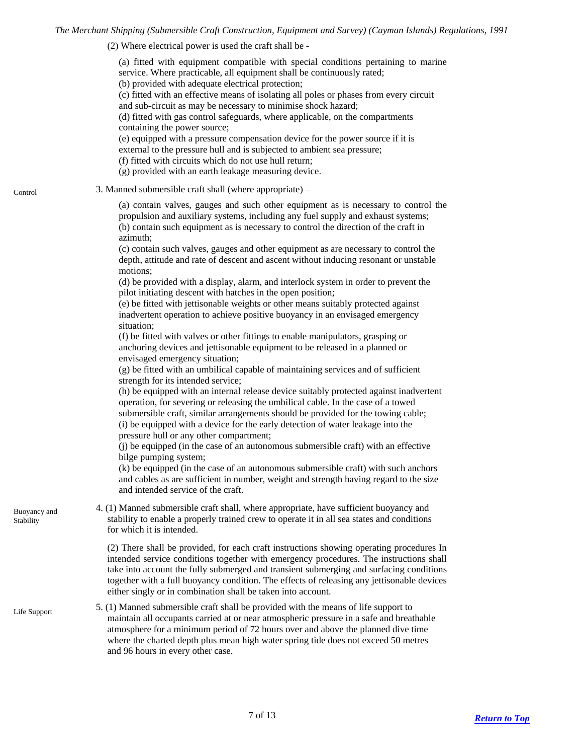(2) Where electrical power is used the craft shall be -

(a) fitted with equipment compatible with special conditions pertaining to marine service. Where practicable, all equipment shall be continuously rated;
(b) provided with adequate electrical protection;
(c) fitted with an effective means of isolating all poles or phases from every circuit and sub-circuit as may be necessary to minimise shock hazard;
(d) fitted with gas control safeguards, where applicable, on the compartments containing the power source;
(e) equipped with a pressure compensation device for the power source if it is external to the pressure hull and is subjected to ambient sea pressure;
(f) fitted with circuits which do not use hull return;
(g) provided with an earth leakage measuring device.

Control

3. Manned submersible craft shall (where appropriate) –

(a) contain valves, gauges and such other equipment as is necessary to control the propulsion and auxiliary systems, including any fuel supply and exhaust systems;
(b) contain such equipment as is necessary to control the direction of the craft in azimuth;
(c) contain such valves, gauges and other equipment as are necessary to control the depth, attitude and rate of descent and ascent without inducing resonant or unstable motions;
(d) be provided with a display, alarm, and interlock system in order to prevent the pilot initiating descent with hatches in the open position;
(e) be fitted with jettisonable weights or other means suitably protected against inadvertent operation to achieve positive buoyancy in an envisaged emergency situation;
(f) be fitted with valves or other fittings to enable manipulators, grasping or anchoring devices and jettisonable equipment to be released in a planned or envisaged emergency situation;
(g) be fitted with an umbilical capable of maintaining services and of sufficient strength for its intended service;
(h) be equipped with an internal release device suitably protected against inadvertent operation, for severing or releasing the umbilical cable. In the case of a towed submersible craft, similar arrangements should be provided for the towing cable;
(i) be equipped with a device for the early detection of water leakage into the pressure hull or any other compartment;
(j) be equipped (in the case of an autonomous submersible craft) with an effective bilge pumping system;
(k) be equipped (in the case of an autonomous submersible craft) with such anchors and cables as are sufficient in number, weight and strength having regard to the size and intended service of the craft.

Buoyancy and Stability

4. (1) Manned submersible craft shall, where appropriate, have sufficient buoyancy and stability to enable a properly trained crew to operate it in all sea states and conditions for which it is intended.

(2) There shall be provided, for each craft instructions showing operating procedures In intended service conditions together with emergency procedures. The instructions shall take into account the fully submerged and transient submerging and surfacing conditions together with a full buoyancy condition. The effects of releasing any jettisonable devices either singly or in combination shall be taken into account.

Life Support

5. (1) Manned submersible craft shall be provided with the means of life support to maintain all occupants carried at or near atmospheric pressure in a safe and breathable atmosphere for a minimum period of 72 hours over and above the planned dive time where the charted depth plus mean high water spring tide does not exceed 50 metres and 96 hours in every other case.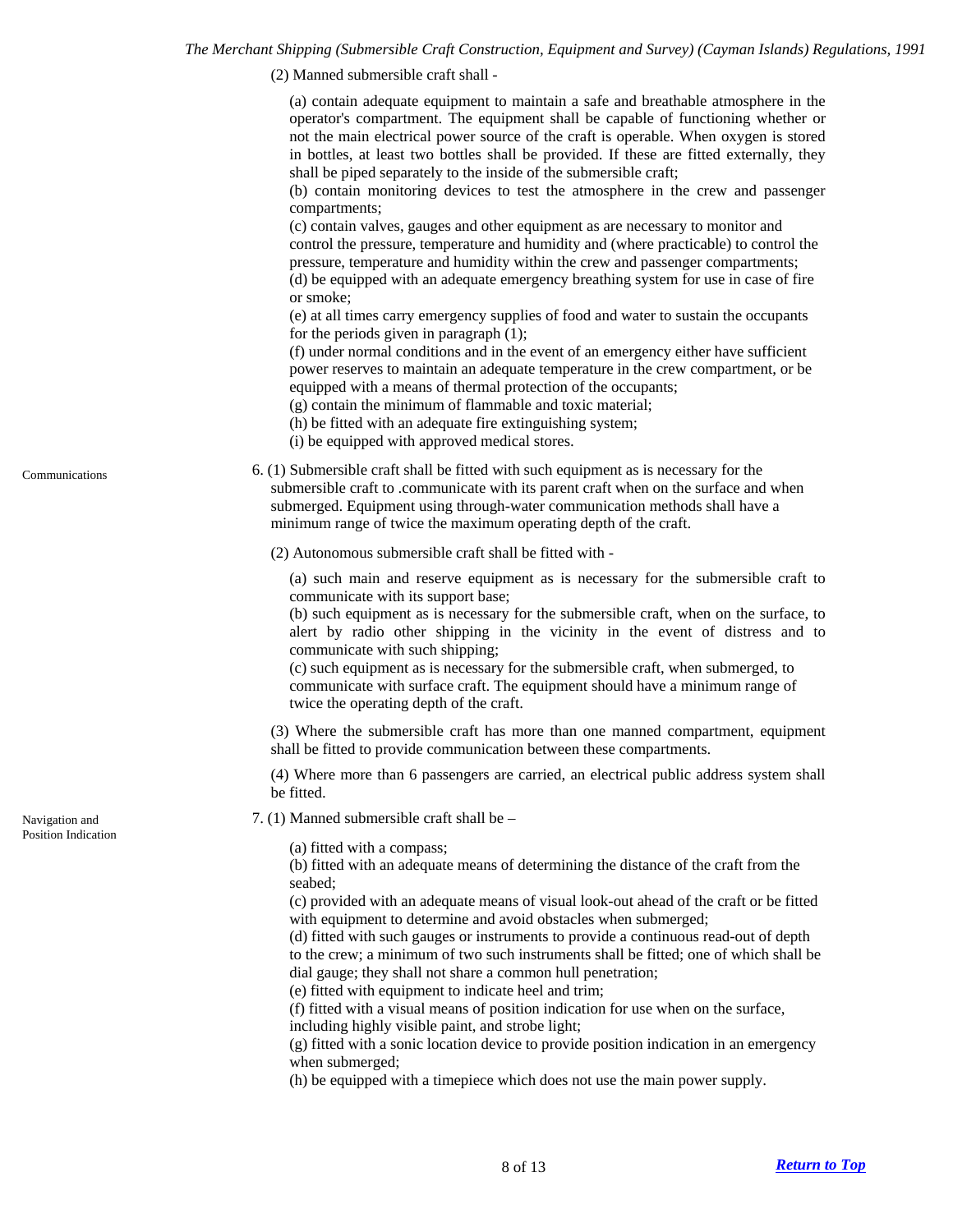(2) Manned submersible craft shall -

(a) contain adequate equipment to maintain a safe and breathable atmosphere in the operator's compartment. The equipment shall be capable of functioning whether or not the main electrical power source of the craft is operable. When oxygen is stored in bottles, at least two bottles shall be provided. If these are fitted externally, they shall be piped separately to the inside of the submersible craft;
(b) contain monitoring devices to test the atmosphere in the crew and passenger compartments;
(c) contain valves, gauges and other equipment as are necessary to monitor and control the pressure, temperature and humidity and (where practicable) to control the pressure, temperature and humidity within the crew and passenger compartments;
(d) be equipped with an adequate emergency breathing system for use in case of fire or smoke;
(e) at all times carry emergency supplies of food and water to sustain the occupants for the periods given in paragraph (1);
(f) under normal conditions and in the event of an emergency either have sufficient power reserves to maintain an adequate temperature in the crew compartment, or be equipped with a means of thermal protection of the occupants;
(g) contain the minimum of flammable and toxic material;
(h) be fitted with an adequate fire extinguishing system;
(i) be equipped with approved medical stores.

Communications

6. (1) Submersible craft shall be fitted with such equipment as is necessary for the submersible craft to .communicate with its parent craft when on the surface and when submerged. Equipment using through-water communication methods shall have a minimum range of twice the maximum operating depth of the craft.

(2) Autonomous submersible craft shall be fitted with -

(a) such main and reserve equipment as is necessary for the submersible craft to communicate with its support base;
(b) such equipment as is necessary for the submersible craft, when on the surface, to alert by radio other shipping in the vicinity in the event of distress and to communicate with such shipping;
(c) such equipment as is necessary for the submersible craft, when submerged, to communicate with surface craft. The equipment should have a minimum range of twice the operating depth of the craft.

(3) Where the submersible craft has more than one manned compartment, equipment shall be fitted to provide communication between these compartments.

(4) Where more than 6 passengers are carried, an electrical public address system shall be fitted.

Navigation and Position Indication

7. (1) Manned submersible craft shall be –

(a) fitted with a compass;
(b) fitted with an adequate means of determining the distance of the craft from the seabed;
(c) provided with an adequate means of visual look-out ahead of the craft or be fitted with equipment to determine and avoid obstacles when submerged;
(d) fitted with such gauges or instruments to provide a continuous read-out of depth to the crew; a minimum of two such instruments shall be fitted; one of which shall be dial gauge; they shall not share a common hull penetration;
(e) fitted with equipment to indicate heel and trim;
(f) fitted with a visual means of position indication for use when on the surface, including highly visible paint, and strobe light;
(g) fitted with a sonic location device to provide position indication in an emergency when submerged;
(h) be equipped with a timepiece which does not use the main power supply.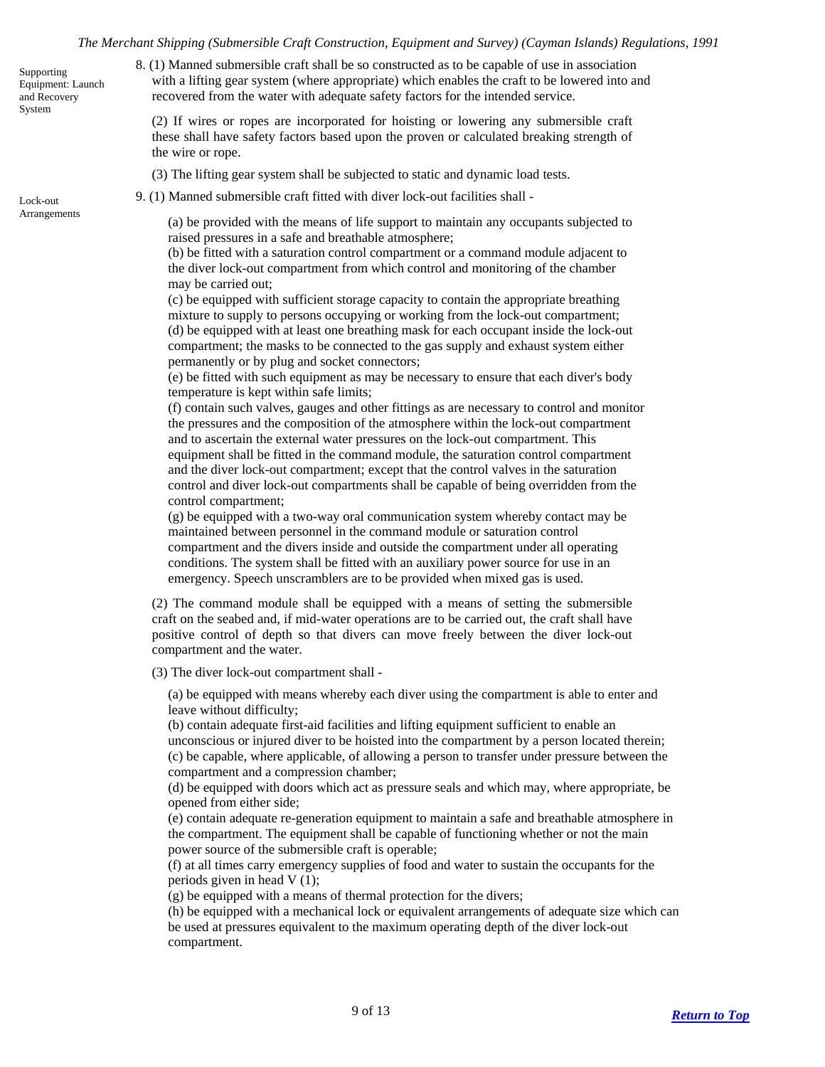Supporting Equipment: Launch and Recovery System

8. (1) Manned submersible craft shall be so constructed as to be capable of use in association with a lifting gear system (where appropriate) which enables the craft to be lowered into and recovered from the water with adequate safety factors for the intended service.

(2) If wires or ropes are incorporated for hoisting or lowering any submersible craft these shall have safety factors based upon the proven or calculated breaking strength of the wire or rope.

(3) The lifting gear system shall be subjected to static and dynamic load tests.

Lock-out Arrangements

9. (1) Manned submersible craft fitted with diver lock-out facilities shall -

(a) be provided with the means of life support to maintain any occupants subjected to raised pressures in a safe and breathable atmosphere;
(b) be fitted with a saturation control compartment or a command module adjacent to the diver lock-out compartment from which control and monitoring of the chamber may be carried out;
(c) be equipped with sufficient storage capacity to contain the appropriate breathing mixture to supply to persons occupying or working from the lock-out compartment;
(d) be equipped with at least one breathing mask for each occupant inside the lock-out compartment; the masks to be connected to the gas supply and exhaust system either permanently or by plug and socket connectors;
(e) be fitted with such equipment as may be necessary to ensure that each diver's body temperature is kept within safe limits;
(f) contain such valves, gauges and other fittings as are necessary to control and monitor the pressures and the composition of the atmosphere within the lock-out compartment and to ascertain the external water pressures on the lock-out compartment. This equipment shall be fitted in the command module, the saturation control compartment and the diver lock-out compartment; except that the control valves in the saturation control and diver lock-out compartments shall be capable of being overridden from the control compartment;
(g) be equipped with a two-way oral communication system whereby contact may be maintained between personnel in the command module or saturation control compartment and the divers inside and outside the compartment under all operating conditions. The system shall be fitted with an auxiliary power source for use in an emergency. Speech unscramblers are to be provided when mixed gas is used.

(2) The command module shall be equipped with a means of setting the submersible craft on the seabed and, if mid-water operations are to be carried out, the craft shall have positive control of depth so that divers can move freely between the diver lock-out compartment and the water.

(3) The diver lock-out compartment shall -

(a) be equipped with means whereby each diver using the compartment is able to enter and leave without difficulty;
(b) contain adequate first-aid facilities and lifting equipment sufficient to enable an unconscious or injured diver to be hoisted into the compartment by a person located therein;
(c) be capable, where applicable, of allowing a person to transfer under pressure between the compartment and a compression chamber;
(d) be equipped with doors which act as pressure seals and which may, where appropriate, be opened from either side;
(e) contain adequate re-generation equipment to maintain a safe and breathable atmosphere in the compartment. The equipment shall be capable of functioning whether or not the main power source of the submersible craft is operable;
(f) at all times carry emergency supplies of food and water to sustain the occupants for the periods given in head V (1);
(g) be equipped with a means of thermal protection for the divers;
(h) be equipped with a mechanical lock or equivalent arrangements of adequate size which can be used at pressures equivalent to the maximum operating depth of the diver lock-out compartment.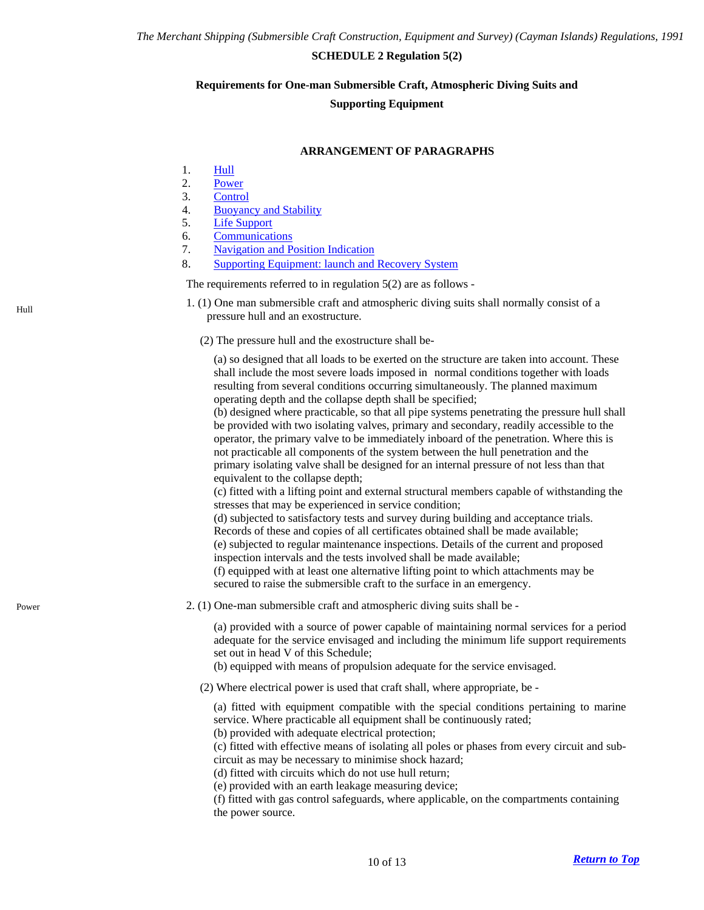**SCHEDULE 2 Regulation 5(2)**

**Requirements for One-man Submersible Craft, Atmospheric Diving Suits and Supporting Equipment**

**ARRANGEMENT OF PARAGRAPHS**

1. Hull
2. Power
3. Control
4. Buoyancy and Stability
5. Life Support
6. Communications
7. Navigation and Position Indication
8. Supporting Equipment: launch and Recovery System

The requirements referred to in regulation 5(2) are as follows -

Hull

1. (1) One man submersible craft and atmospheric diving suits shall normally consist of a pressure hull and an exostructure.

(2) The pressure hull and the exostructure shall be-

(a) so designed that all loads to be exerted on the structure are taken into account. These shall include the most severe loads imposed in normal conditions together with loads resulting from several conditions occurring simultaneously. The planned maximum operating depth and the collapse depth shall be specified;
(b) designed where practicable, so that all pipe systems penetrating the pressure hull shall be provided with two isolating valves, primary and secondary, readily accessible to the operator, the primary valve to be immediately inboard of the penetration. Where this is not practicable all components of the system between the hull penetration and the primary isolating valve shall be designed for an internal pressure of not less than that equivalent to the collapse depth;
(c) fitted with a lifting point and external structural members capable of withstanding the stresses that may be experienced in service condition;
(d) subjected to satisfactory tests and survey during building and acceptance trials. Records of these and copies of all certificates obtained shall be made available;
(e) subjected to regular maintenance inspections. Details of the current and proposed inspection intervals and the tests involved shall be made available;
(f) equipped with at least one alternative lifting point to which attachments may be secured to raise the submersible craft to the surface in an emergency.

Power

2. (1) One-man submersible craft and atmospheric diving suits shall be -

(a) provided with a source of power capable of maintaining normal services for a period adequate for the service envisaged and including the minimum life support requirements set out in head V of this Schedule;
(b) equipped with means of propulsion adequate for the service envisaged.

(2) Where electrical power is used that craft shall, where appropriate, be -

(a) fitted with equipment compatible with the special conditions pertaining to marine service. Where practicable all equipment shall be continuously rated;
(b) provided with adequate electrical protection;
(c) fitted with effective means of isolating all poles or phases from every circuit and sub-circuit as may be necessary to minimise shock hazard;
(d) fitted with circuits which do not use hull return;
(e) provided with an earth leakage measuring device;
(f) fitted with gas control safeguards, where applicable, on the compartments containing the power source.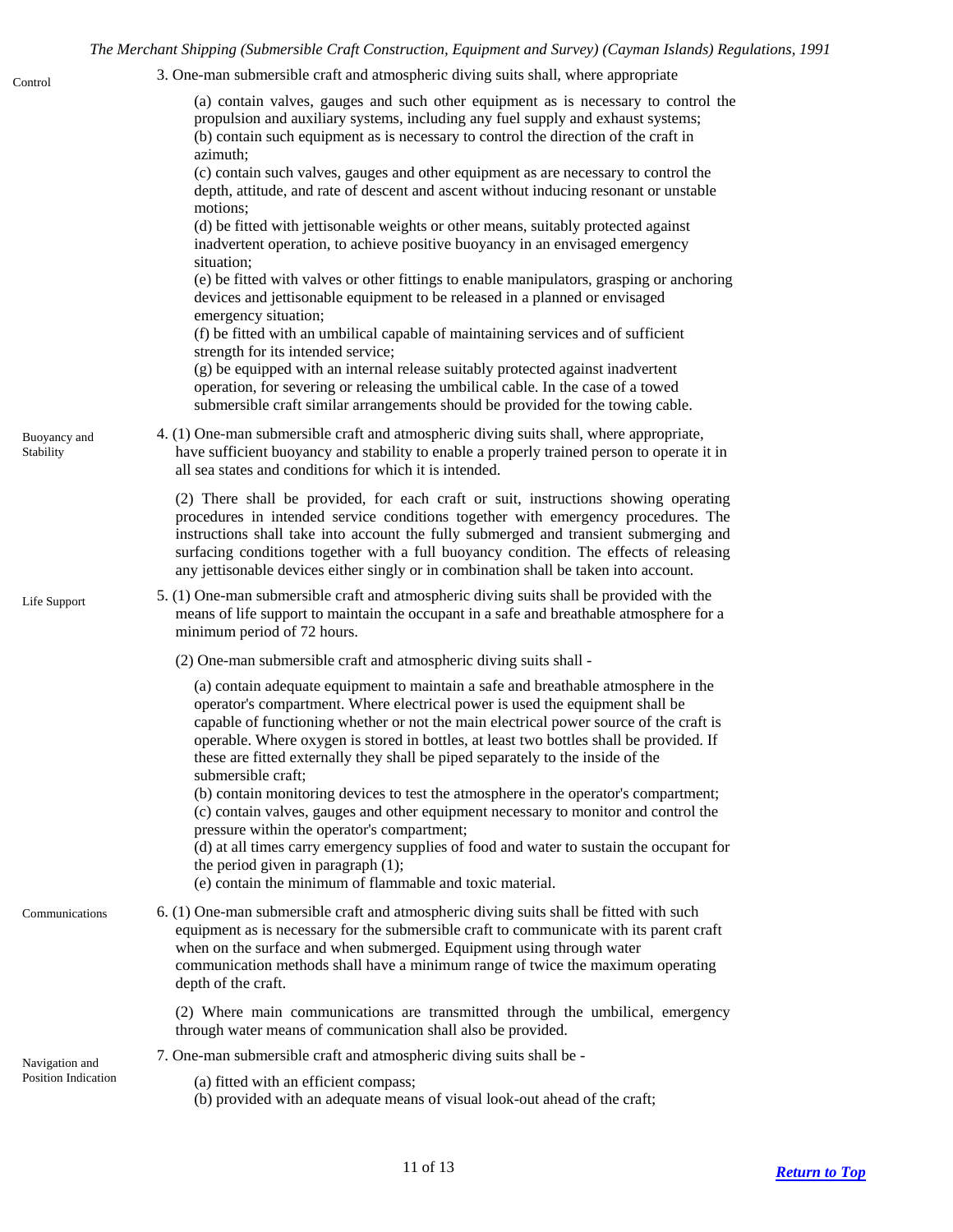**Control**

3. One-man submersible craft and atmospheric diving suits shall, where appropriate

(a) contain valves, gauges and such other equipment as is necessary to control the propulsion and auxiliary systems, including any fuel supply and exhaust systems;
(b) contain such equipment as is necessary to control the direction of the craft in azimuth;
(c) contain such valves, gauges and other equipment as are necessary to control the depth, attitude, and rate of descent and ascent without inducing resonant or unstable motions;
(d) be fitted with jettisonable weights or other means, suitably protected against inadvertent operation, to achieve positive buoyancy in an envisaged emergency situation;
(e) be fitted with valves or other fittings to enable manipulators, grasping or anchoring devices and jettisonable equipment to be released in a planned or envisaged emergency situation;
(f) be fitted with an umbilical capable of maintaining services and of sufficient strength for its intended service;
(g) be equipped with an internal release suitably protected against inadvertent operation, for severing or releasing the umbilical cable. In the case of a towed submersible craft similar arrangements should be provided for the towing cable.

**Buoyancy and Stability**

4. (1) One-man submersible craft and atmospheric diving suits shall, where appropriate, have sufficient buoyancy and stability to enable a properly trained person to operate it in all sea states and conditions for which it is intended.

(2) There shall be provided, for each craft or suit, instructions showing operating procedures in intended service conditions together with emergency procedures. The instructions shall take into account the fully submerged and transient submerging and surfacing conditions together with a full buoyancy condition. The effects of releasing any jettisonable devices either singly or in combination shall be taken into account.

**Life Support**

5. (1) One-man submersible craft and atmospheric diving suits shall be provided with the means of life support to maintain the occupant in a safe and breathable atmosphere for a minimum period of 72 hours.

(2) One-man submersible craft and atmospheric diving suits shall -

(a) contain adequate equipment to maintain a safe and breathable atmosphere in the operator's compartment. Where electrical power is used the equipment shall be capable of functioning whether or not the main electrical power source of the craft is operable. Where oxygen is stored in bottles, at least two bottles shall be provided. If these are fitted externally they shall be piped separately to the inside of the submersible craft;
(b) contain monitoring devices to test the atmosphere in the operator's compartment;
(c) contain valves, gauges and other equipment necessary to monitor and control the pressure within the operator's compartment;
(d) at all times carry emergency supplies of food and water to sustain the occupant for the period given in paragraph (1);
(e) contain the minimum of flammable and toxic material.

**Communications**

6. (1) One-man submersible craft and atmospheric diving suits shall be fitted with such equipment as is necessary for the submersible craft to communicate with its parent craft when on the surface and when submerged. Equipment using through water communication methods shall have a minimum range of twice the maximum operating depth of the craft.

(2) Where main communications are transmitted through the umbilical, emergency through water means of communication shall also be provided.

**Navigation and Position Indication**

7. One-man submersible craft and atmospheric diving suits shall be -

(a) fitted with an efficient compass;
(b) provided with an adequate means of visual look-out ahead of the craft;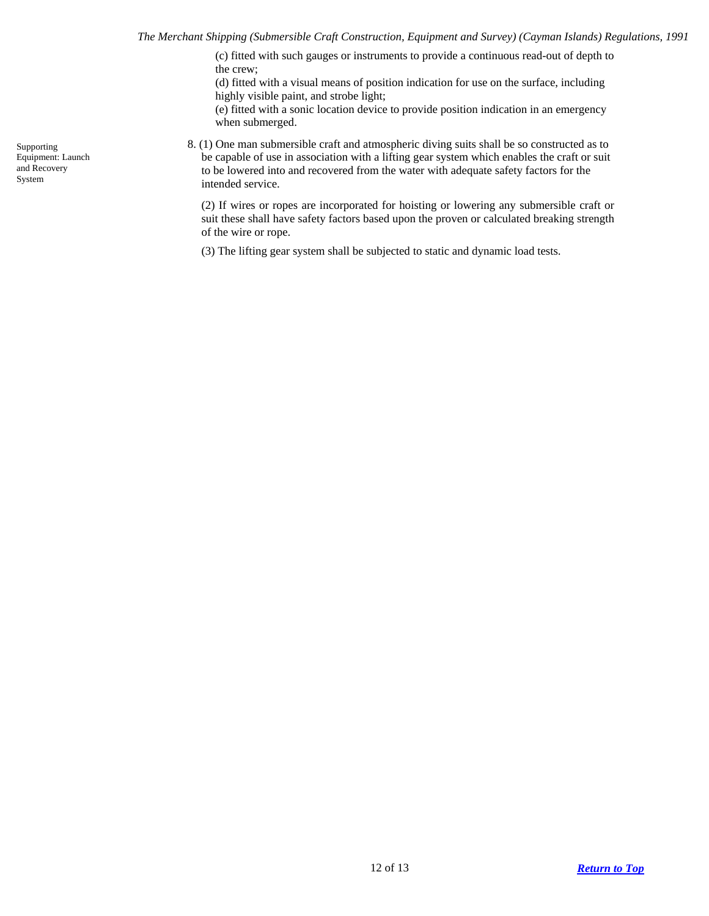(c) fitted with such gauges or instruments to provide a continuous read-out of depth to the crew;

(d) fitted with a visual means of position indication for use on the surface, including highly visible paint, and strobe light;

(e) fitted with a sonic location device to provide position indication in an emergency when submerged.

Supporting Equipment: Launch and Recovery System

8. (1) One man submersible craft and atmospheric diving suits shall be so constructed as to be capable of use in association with a lifting gear system which enables the craft or suit to be lowered into and recovered from the water with adequate safety factors for the intended service.

(2) If wires or ropes are incorporated for hoisting or lowering any submersible craft or suit these shall have safety factors based upon the proven or calculated breaking strength of the wire or rope.

(3) The lifting gear system shall be subjected to static and dynamic load tests.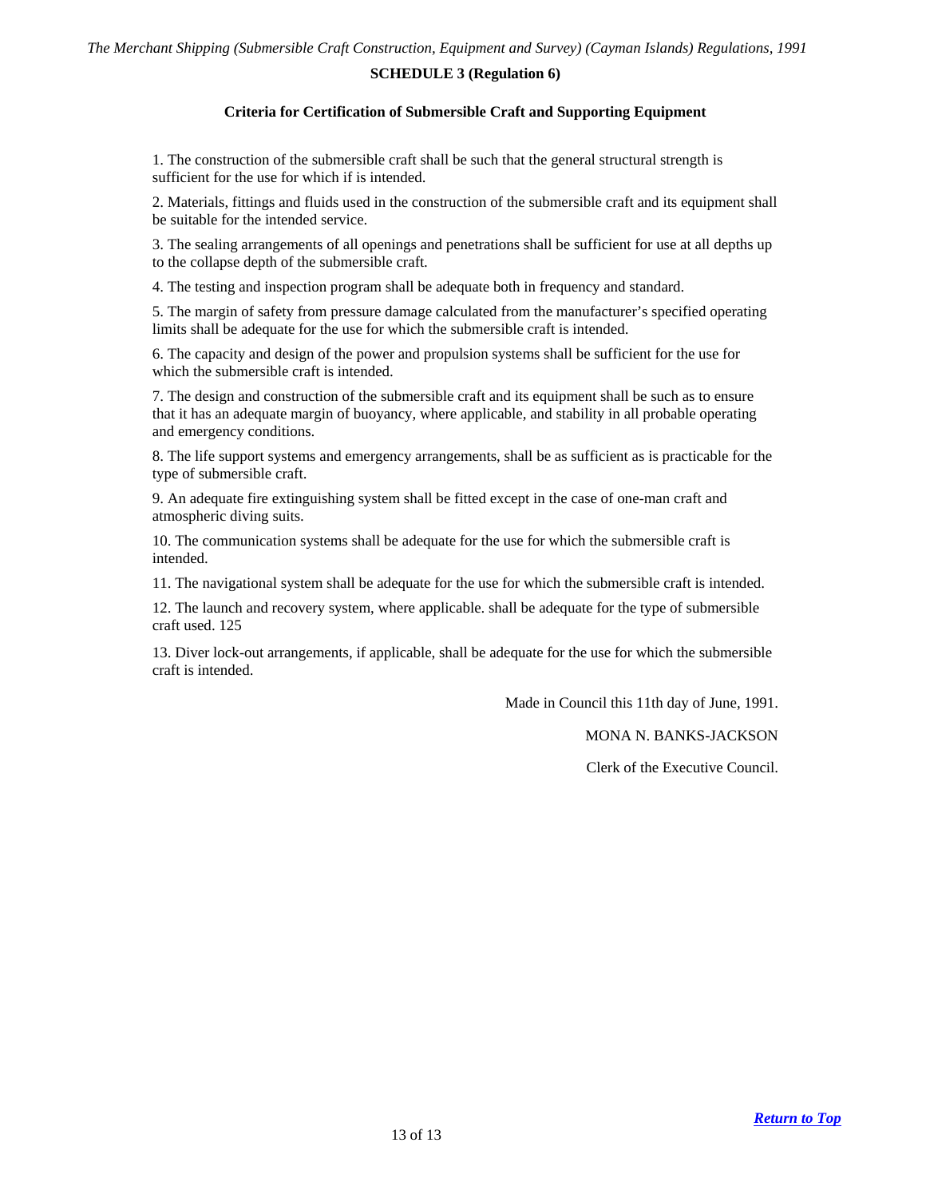## SCHEDULE 3 (Regulation 6)

### Criteria for Certification of Submersible Craft and Supporting Equipment

1. The construction of the submersible craft shall be such that the general structural strength is sufficient for the use for which if is intended.

2. Materials, fittings and fluids used in the construction of the submersible craft and its equipment shall be suitable for the intended service.

3. The sealing arrangements of all openings and penetrations shall be sufficient for use at all depths up to the collapse depth of the submersible craft.

4. The testing and inspection program shall be adequate both in frequency and standard.

5. The margin of safety from pressure damage calculated from the manufacturer's specified operating limits shall be adequate for the use for which the submersible craft is intended.

6. The capacity and design of the power and propulsion systems shall be sufficient for the use for which the submersible craft is intended.

7. The design and construction of the submersible craft and its equipment shall be such as to ensure that it has an adequate margin of buoyancy, where applicable, and stability in all probable operating and emergency conditions.

8. The life support systems and emergency arrangements, shall be as sufficient as is practicable for the type of submersible craft.

9. An adequate fire extinguishing system shall be fitted except in the case of one-man craft and atmospheric diving suits.

10. The communication systems shall be adequate for the use for which the submersible craft is intended.

11. The navigational system shall be adequate for the use for which the submersible craft is intended.

12. The launch and recovery system, where applicable. shall be adequate for the type of submersible craft used. 125

13. Diver lock-out arrangements, if applicable, shall be adequate for the use for which the submersible craft is intended.

Made in Council this 11th day of June, 1991.

MONA N. BANKS-JACKSON

Clerk of the Executive Council.